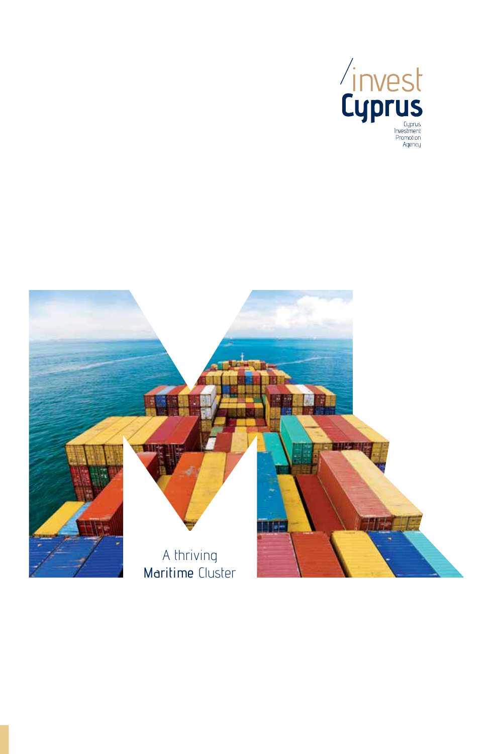/invest
**Cyprus**

Cyprus Investment Promotion Agency

# A thriving **Maritime** Cluster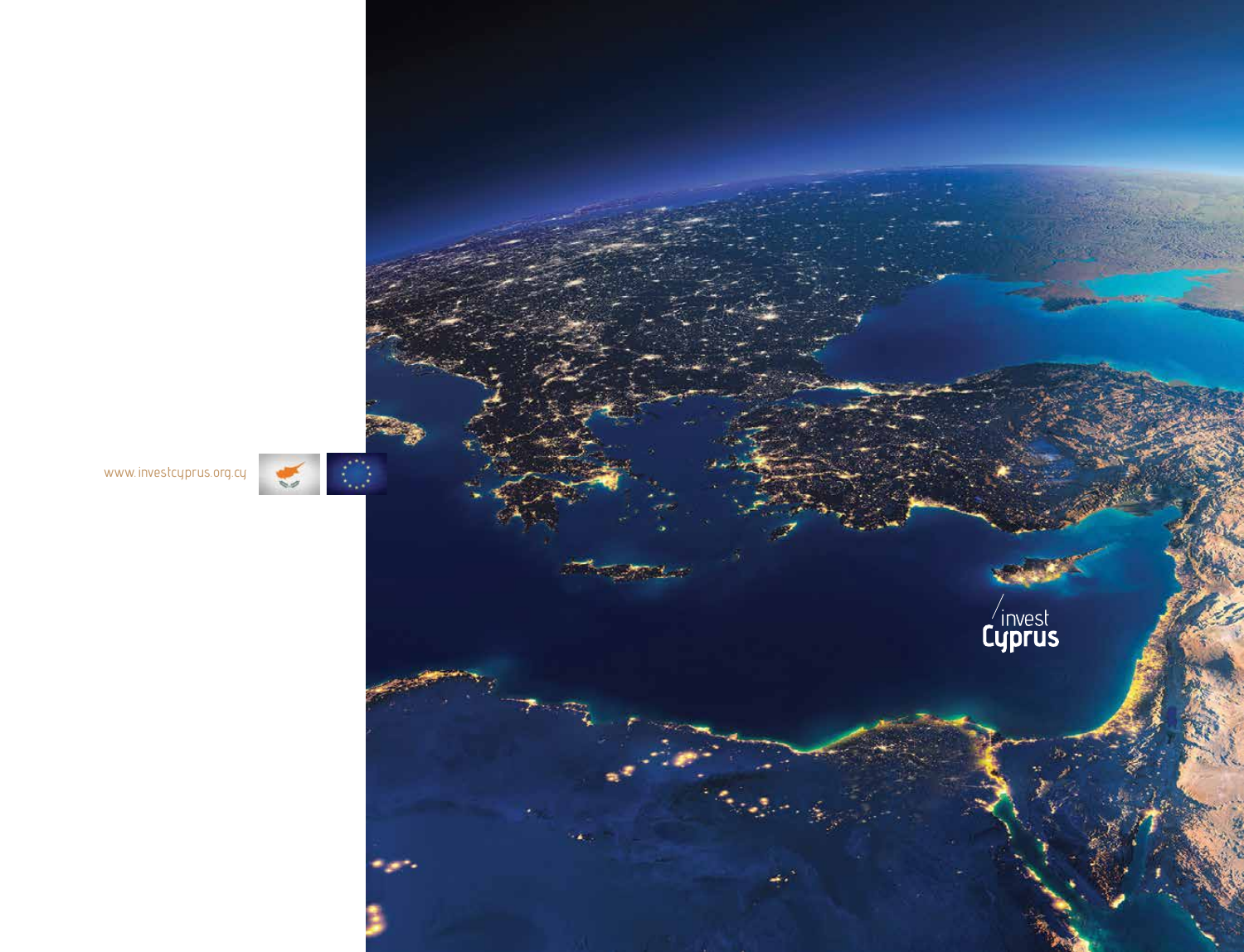www.investcyprus.org.cy

invest Cyprus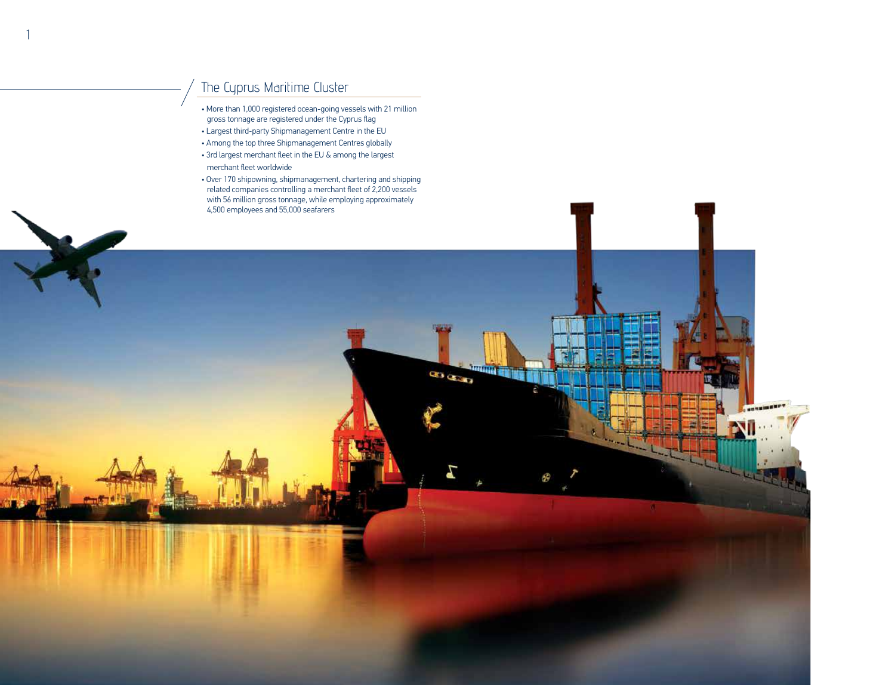## The Cyprus Maritime Cluster

- More than 1,000 registered ocean-going vessels with 21 million gross tonnage are registered under the Cyprus flag
- Largest third-party Shipmanagement Centre in the EU
- Among the top three Shipmanagement Centres globally
- 3rd largest merchant fleet in the EU & among the largest merchant fleet worldwide
- Over 170 shipowning, shipmanagement, chartering and shipping related companies controlling a merchant fleet of 2,200 vessels with 56 million gross tonnage, while employing approximately 4,500 employees and 55,000 seafarers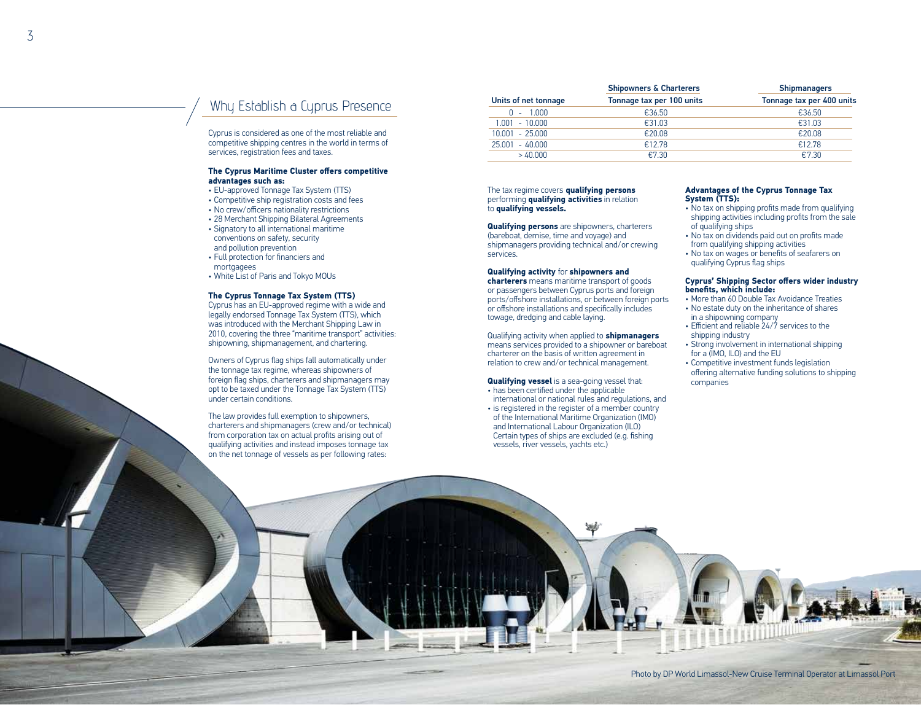## Why Establish a Cyprus Presence

Cyprus is considered as one of the most reliable and competitive shipping centres in the world in terms of services, registration fees and taxes.

**The Cyprus Maritime Cluster offers competitive advantages such as:**

- EU-approved Tonnage Tax System (TTS)
- Competitive ship registration costs and fees
- No crew/officers nationality restrictions
- 28 Merchant Shipping Bilateral Agreements
- Signatory to all international maritime conventions on safety, security and pollution prevention
- Full protection for financiers and mortgagees
- White List of Paris and Tokyo MOUs

**The Cyprus Tonnage Tax System (TTS)**

Cyprus has an EU-approved regime with a wide and legally endorsed Tonnage Tax System (TTS), which was introduced with the Merchant Shipping Law in 2010, covering the three "maritime transport" activities: shipowning, shipmanagement, and chartering.

Owners of Cyprus flag ships fall automatically under the tonnage tax regime, whereas shipowners of foreign flag ships, charterers and shipmanagers may opt to be taxed under the Tonnage Tax System (TTS) under certain conditions.

The law provides full exemption to shipowners, charterers and shipmanagers (crew and/or technical) from corporation tax on actual profits arising out of qualifying activities and instead imposes tonnage tax on the net tonnage of vessels as per following rates:

| | Shipowners & Charterers | Shipmanagers |
|---|---|---|
| Units of net tonnage | Tonnage tax per 100 units | Tonnage tax per 400 units |
| 0 - 1.000 | €36.50 | €36.50 |
| 1.001 - 10.000 | €31.03 | €31.03 |
| 10.001 - 25.000 | €20.08 | €20.08 |
| 25.001 - 40.000 | €12.78 | €12.78 |
| > 40.000 | €7.30 | €7.30 |

The tax regime covers **qualifying persons** performing **qualifying activities** in relation to **qualifying vessels.**

**Qualifying persons** are shipowners, charterers (bareboat, demise, time and voyage) and shipmanagers providing technical and/or crewing services.

**Qualifying activity** for **shipowners and charterers** means maritime transport of goods or passengers between Cyprus ports and foreign ports/offshore installations, or between foreign ports or offshore installations and specifically includes towage, dredging and cable laying.

Qualifying activity when applied to **shipmanagers** means services provided to a shipowner or bareboat charterer on the basis of written agreement in relation to crew and/or technical management.

**Qualifying vessel** is a sea-going vessel that:

- has been certified under the applicable international or national rules and regulations, and
- is registered in the register of a member country of the International Maritime Organization (IMO) and International Labour Organization (ILO) Certain types of ships are excluded (e.g. fishing vessels, river vessels, yachts etc.)

**Advantages of the Cyprus Tonnage Tax System (TTS):**

- No tax on shipping profits made from qualifying shipping activities including profits from the sale of qualifying ships
- No tax on dividends paid out on profits made from qualifying shipping activities
- No tax on wages or benefits of seafarers on qualifying Cyprus flag ships

**Cyprus' Shipping Sector offers wider industry benefits, which include:**

- More than 60 Double Tax Avoidance Treaties
- No estate duty on the inheritance of shares in a shipowning company
- Efficient and reliable 24/7 services to the shipping industry
- Strong involvement in international shipping for a (IMO, ILO) and the EU
- Competitive investment funds legislation offering alternative funding solutions to shipping companies

Photo by DP World Limassol-New Cruise Terminal Operator at Limassol Port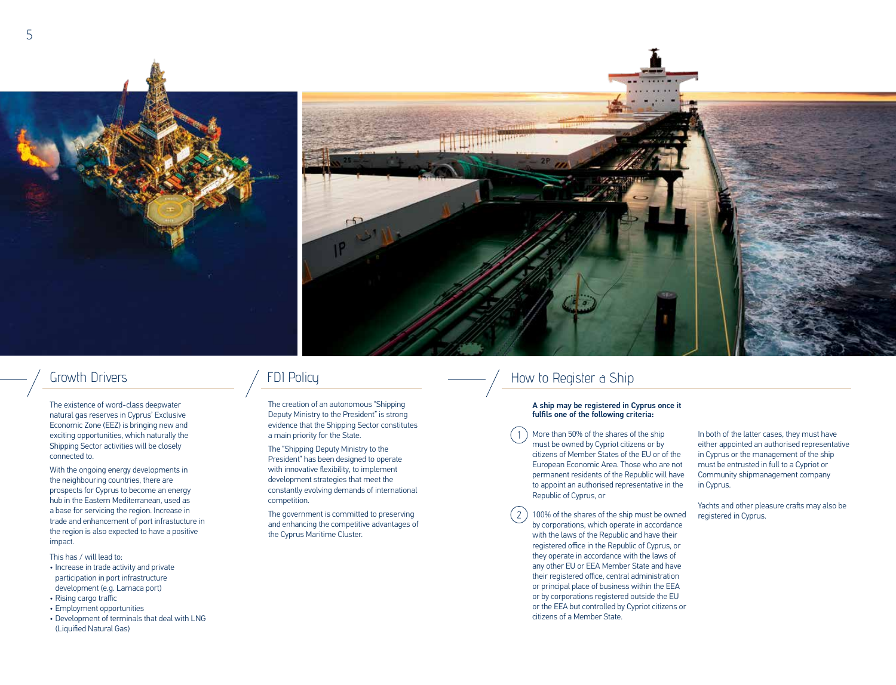## Growth Drivers

The existence of word-class deepwater natural gas reserves in Cyprus' Exclusive Economic Zone (EEZ) is bringing new and exciting opportunities, which naturally the Shipping Sector activities will be closely connected to.

With the ongoing energy developments in the neighbouring countries, there are prospects for Cyprus to become an energy hub in the Eastern Mediterranean, used as a base for servicing the region. Increase in trade and enhancement of port infrastucture in the region is also expected to have a positive impact.

This has / will lead to:

- Increase in trade activity and private participation in port infrastructure development (e.g. Larnaca port)
- Rising cargo traffic
- Employment opportunities
- Development of terminals that deal with LNG (Liquified Natural Gas)

## FDI Policy

The creation of an autonomous "Shipping Deputy Ministry to the President" is strong evidence that the Shipping Sector constitutes a main priority for the State.

The "Shipping Deputy Ministry to the President" has been designed to operate with innovative flexibility, to implement development strategies that meet the constantly evolving demands of international competition.

The government is committed to preserving and enhancing the competitive advantages of the Cyprus Maritime Cluster.

## How to Register a Ship

**A ship may be registered in Cyprus once it fulfils one of the following criteria:**

1. More than 50% of the shares of the ship must be owned by Cypriot citizens or by citizens of Member States of the EU or of the European Economic Area. Those who are not permanent residents of the Republic will have to appoint an authorised representative in the Republic of Cyprus, or
2. 100% of the shares of the ship must be owned by corporations, which operate in accordance with the laws of the Republic and have their registered office in the Republic of Cyprus, or they operate in accordance with the laws of any other EU or EEA Member State and have their registered office, central administration or principal place of business within the EEA or by corporations registered outside the EU or the EEA but controlled by Cypriot citizens or citizens of a Member State.

In both of the latter cases, they must have either appointed an authorised representative in Cyprus or the management of the ship must be entrusted in full to a Cypriot or Community shipmanagement company in Cyprus.

Yachts and other pleasure crafts may also be registered in Cyprus.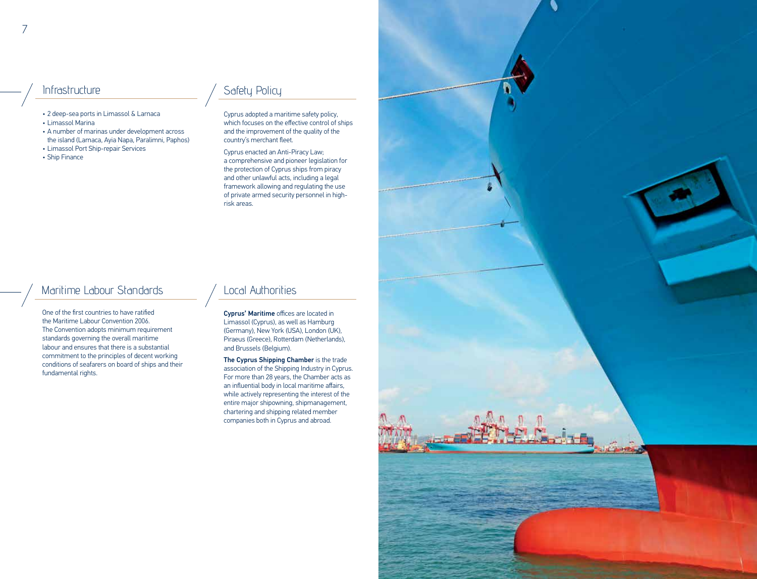## Infrastructure

- 2 deep-sea ports in Limassol & Larnaca
- Limassol Marina
- A number of marinas under development across the island (Larnaca, Ayia Napa, Paralimni, Paphos)
- Limassol Port Ship-repair Services
- Ship Finance

## Safety Policy

Cyprus adopted a maritime safety policy, which focuses on the effective control of ships and the improvement of the quality of the country's merchant fleet.

Cyprus enacted an Anti-Piracy Law; a comprehensive and pioneer legislation for the protection of Cyprus ships from piracy and other unlawful acts, including a legal framework allowing and regulating the use of private armed security personnel in high-risk areas.

## Maritime Labour Standards

One of the first countries to have ratified the Maritime Labour Convention 2006. The Convention adopts minimum requirement standards governing the overall maritime labour and ensures that there is a substantial commitment to the principles of decent working conditions of seafarers on board of ships and their fundamental rights.

## Local Authorities

**Cyprus' Maritime** offices are located in Limassol (Cyprus), as well as Hamburg (Germany), New York (USA), London (UK), Piraeus (Greece), Rotterdam (Netherlands), and Brussels (Belgium).

**The Cyprus Shipping Chamber** is the trade association of the Shipping Industry in Cyprus. For more than 28 years, the Chamber acts as an influential body in local maritime affairs, while actively representing the interest of the entire major shipowning, shipmanagement, chartering and shipping related member companies both in Cyprus and abroad.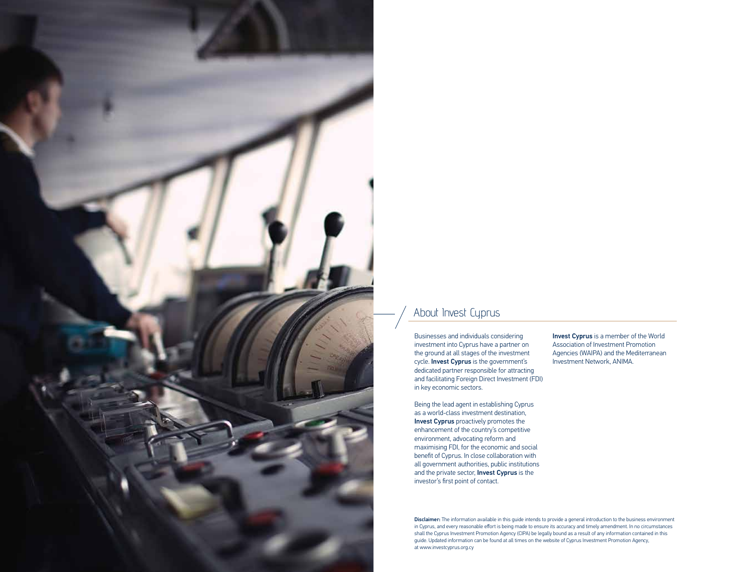## About Invest Cyprus

Businesses and individuals considering investment into Cyprus have a partner on the ground at all stages of the investment cycle. **Invest Cyprus** is the government's dedicated partner responsible for attracting and facilitating Foreign Direct Investment (FDI) in key economic sectors.

Being the lead agent in establishing Cyprus as a world-class investment destination, **Invest Cyprus** proactively promotes the enhancement of the country's competitive environment, advocating reform and maximising FDI, for the economic and social benefit of Cyprus. In close collaboration with all government authorities, public institutions and the private sector, **Invest Cyprus** is the investor's first point of contact.

**Invest Cyprus** is a member of the World Association of Investment Promotion Agencies (WAIPA) and the Mediterranean Investment Network, ANIMA.

**Disclaimer:** The information available in this guide intends to provide a general introduction to the business environment in Cyprus, and every reasonable effort is being made to ensure its accuracy and timely amendment. In no circumstances shall the Cyprus Investment Promotion Agency (CIPA) be legally bound as a result of any information contained in this guide. Updated information can be found at all times on the website of Cyprus Investment Promotion Agency, at www.investcyprus.org.cy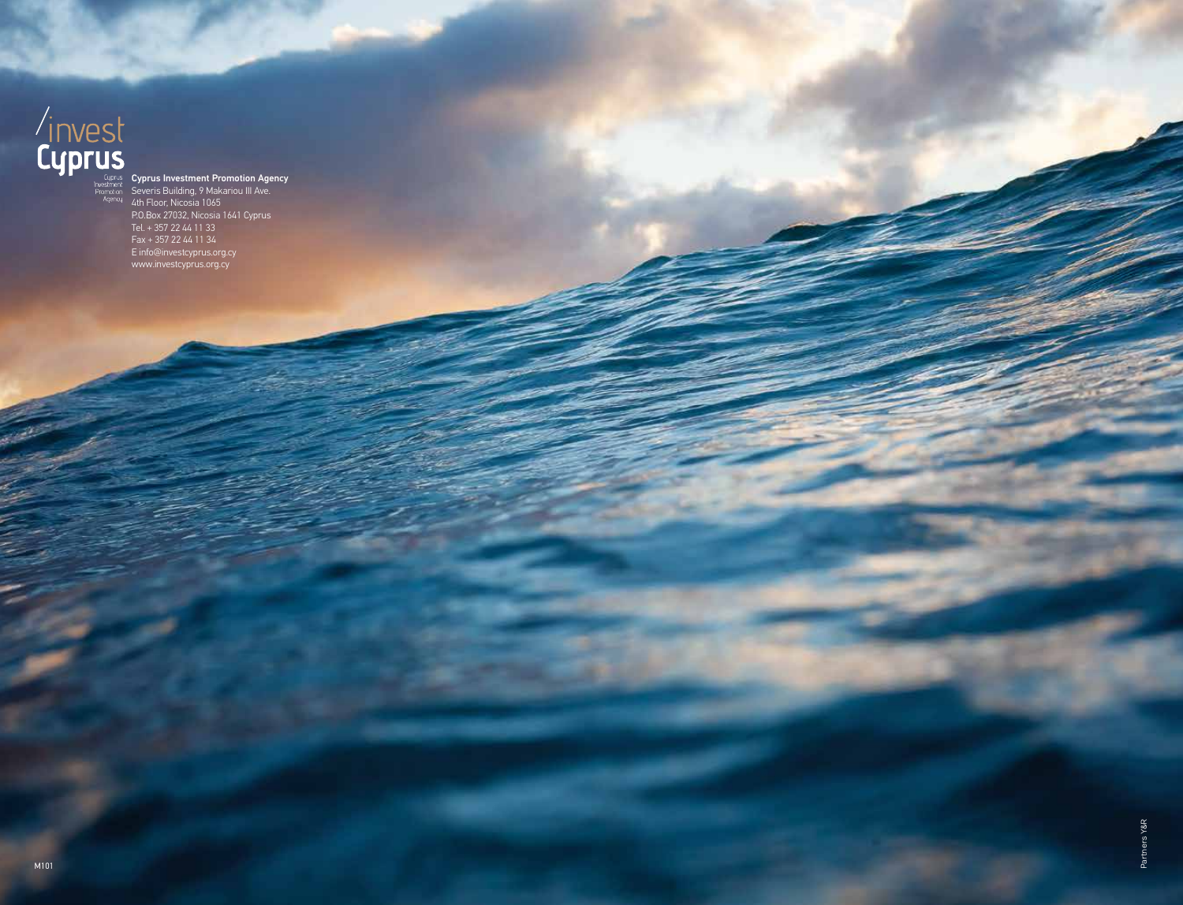/invest
**Cyprus**

Cyprus Investment Promotion Agency

**Cyprus Investment Promotion Agency**
Severis Building, 9 Makariou III Ave.
4th Floor, Nicosia 1065
P.O.Box 27032, Nicosia 1641 Cyprus
Tel. + 357 22 44 11 33
Fax + 357 22 44 11 34
E info@investcyprus.org.cy
www.investcyprus.org.cy

M101

Partners Y&R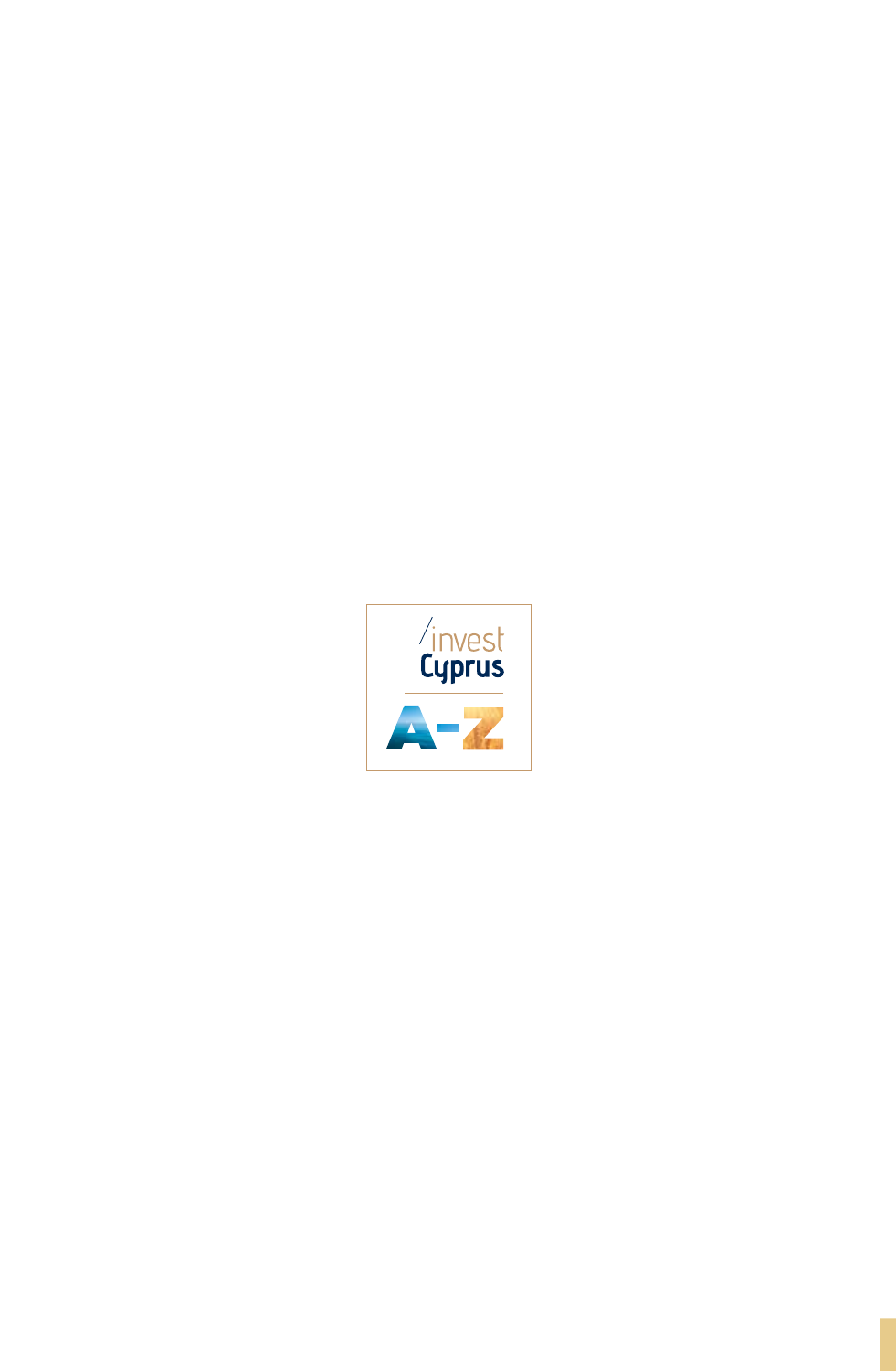/invest
Cyprus

A-Z